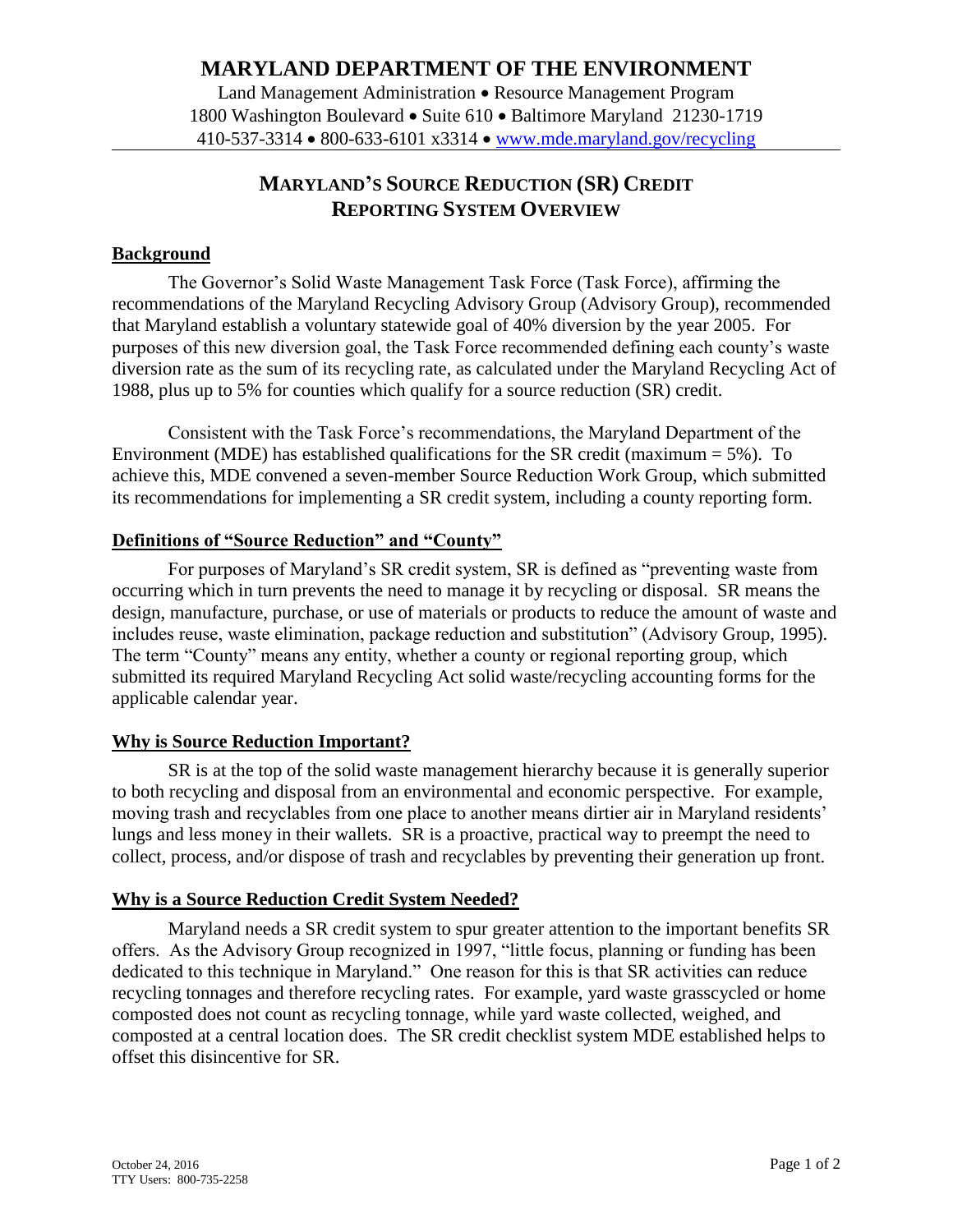# MARYLAND DEPARTMENT OF THE ENVIRONMENT

Land Management Administration • Resource Management Program
1800 Washington Boulevard • Suite 610 • Baltimore Maryland 21230-1719
410-537-3314 • 800-633-6101 x3314 • www.mde.maryland.gov/recycling

## MARYLAND'S SOURCE REDUCTION (SR) CREDIT REPORTING SYSTEM OVERVIEW

### Background

The Governor's Solid Waste Management Task Force (Task Force), affirming the recommendations of the Maryland Recycling Advisory Group (Advisory Group), recommended that Maryland establish a voluntary statewide goal of 40% diversion by the year 2005. For purposes of this new diversion goal, the Task Force recommended defining each county's waste diversion rate as the sum of its recycling rate, as calculated under the Maryland Recycling Act of 1988, plus up to 5% for counties which qualify for a source reduction (SR) credit.

Consistent with the Task Force's recommendations, the Maryland Department of the Environment (MDE) has established qualifications for the SR credit (maximum = 5%). To achieve this, MDE convened a seven-member Source Reduction Work Group, which submitted its recommendations for implementing a SR credit system, including a county reporting form.

### Definitions of "Source Reduction" and "County"

For purposes of Maryland's SR credit system, SR is defined as "preventing waste from occurring which in turn prevents the need to manage it by recycling or disposal. SR means the design, manufacture, purchase, or use of materials or products to reduce the amount of waste and includes reuse, waste elimination, package reduction and substitution" (Advisory Group, 1995). The term "County" means any entity, whether a county or regional reporting group, which submitted its required Maryland Recycling Act solid waste/recycling accounting forms for the applicable calendar year.

### Why is Source Reduction Important?

SR is at the top of the solid waste management hierarchy because it is generally superior to both recycling and disposal from an environmental and economic perspective. For example, moving trash and recyclables from one place to another means dirtier air in Maryland residents' lungs and less money in their wallets. SR is a proactive, practical way to preempt the need to collect, process, and/or dispose of trash and recyclables by preventing their generation up front.

### Why is a Source Reduction Credit System Needed?

Maryland needs a SR credit system to spur greater attention to the important benefits SR offers. As the Advisory Group recognized in 1997, "little focus, planning or funding has been dedicated to this technique in Maryland." One reason for this is that SR activities can reduce recycling tonnages and therefore recycling rates. For example, yard waste grasscycled or home composted does not count as recycling tonnage, while yard waste collected, weighed, and composted at a central location does. The SR credit checklist system MDE established helps to offset this disincentive for SR.

October 24, 2016
TTY Users: 800-735-2258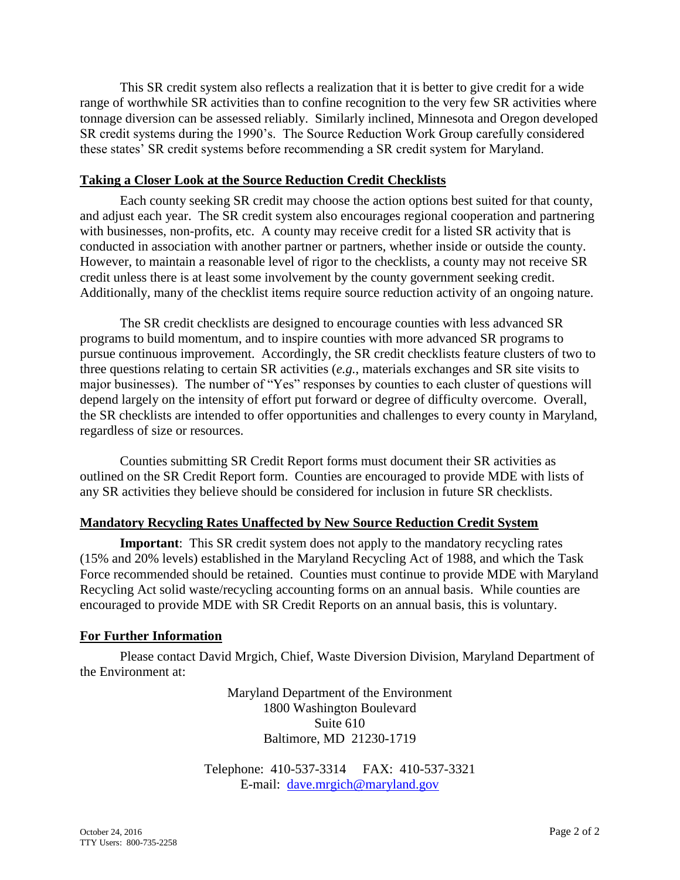This SR credit system also reflects a realization that it is better to give credit for a wide range of worthwhile SR activities than to confine recognition to the very few SR activities where tonnage diversion can be assessed reliably. Similarly inclined, Minnesota and Oregon developed SR credit systems during the 1990's. The Source Reduction Work Group carefully considered these states' SR credit systems before recommending a SR credit system for Maryland.

## Taking a Closer Look at the Source Reduction Credit Checklists

Each county seeking SR credit may choose the action options best suited for that county, and adjust each year. The SR credit system also encourages regional cooperation and partnering with businesses, non-profits, etc. A county may receive credit for a listed SR activity that is conducted in association with another partner or partners, whether inside or outside the county. However, to maintain a reasonable level of rigor to the checklists, a county may not receive SR credit unless there is at least some involvement by the county government seeking credit. Additionally, many of the checklist items require source reduction activity of an ongoing nature.

The SR credit checklists are designed to encourage counties with less advanced SR programs to build momentum, and to inspire counties with more advanced SR programs to pursue continuous improvement. Accordingly, the SR credit checklists feature clusters of two to three questions relating to certain SR activities (*e.g.*, materials exchanges and SR site visits to major businesses). The number of "Yes" responses by counties to each cluster of questions will depend largely on the intensity of effort put forward or degree of difficulty overcome. Overall, the SR checklists are intended to offer opportunities and challenges to every county in Maryland, regardless of size or resources.

Counties submitting SR Credit Report forms must document their SR activities as outlined on the SR Credit Report form. Counties are encouraged to provide MDE with lists of any SR activities they believe should be considered for inclusion in future SR checklists.

## Mandatory Recycling Rates Unaffected by New Source Reduction Credit System

**Important**: This SR credit system does not apply to the mandatory recycling rates (15% and 20% levels) established in the Maryland Recycling Act of 1988, and which the Task Force recommended should be retained. Counties must continue to provide MDE with Maryland Recycling Act solid waste/recycling accounting forms on an annual basis. While counties are encouraged to provide MDE with SR Credit Reports on an annual basis, this is voluntary.

## For Further Information

Please contact David Mrgich, Chief, Waste Diversion Division, Maryland Department of the Environment at:

Maryland Department of the Environment
1800 Washington Boulevard
Suite 610
Baltimore, MD 21230-1719

Telephone: 410-537-3314 FAX: 410-537-3321
E-mail: dave.mrgich@maryland.gov

October 24, 2016
TTY Users: 800-735-2258